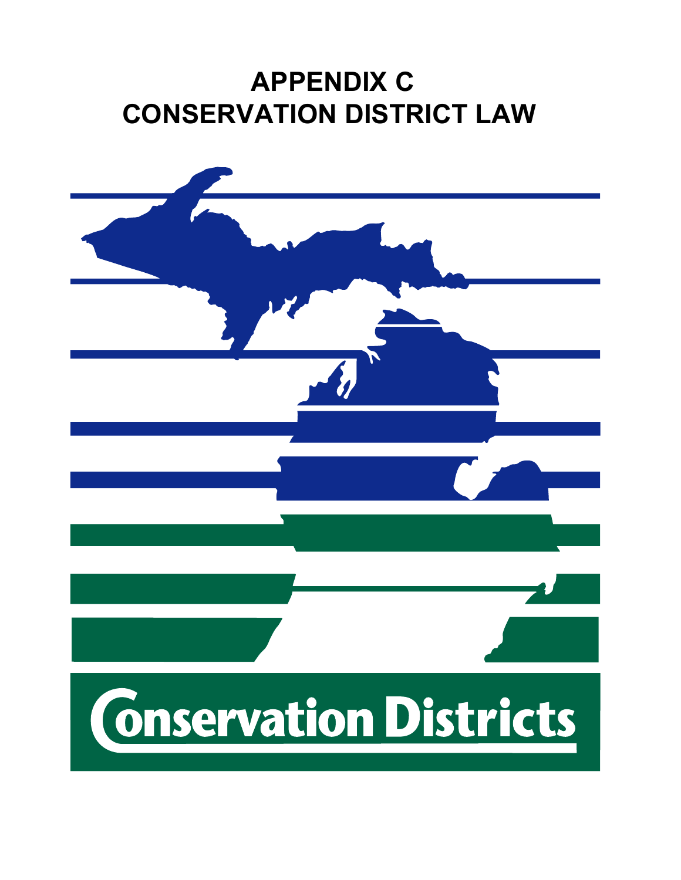# APPENDIX C
# CONSERVATION DISTRICT LAW

Conservation Districts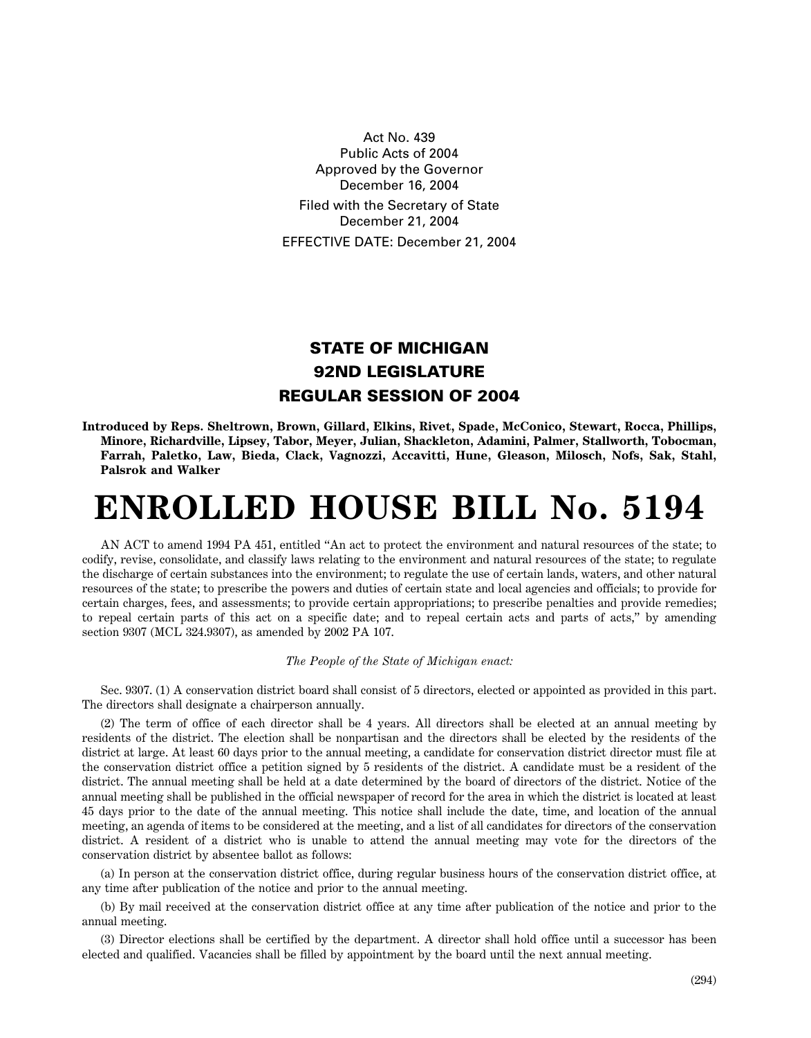Act No. 439
Public Acts of 2004
Approved by the Governor
December 16, 2004

Filed with the Secretary of State
December 21, 2004

EFFECTIVE DATE: December 21, 2004

## STATE OF MICHIGAN
## 92ND LEGISLATURE
## REGULAR SESSION OF 2004

**Introduced by Reps. Sheltrown, Brown, Gillard, Elkins, Rivet, Spade, McConico, Stewart, Rocca, Phillips, Minore, Richardville, Lipsey, Tabor, Meyer, Julian, Shackleton, Adamini, Palmer, Stallworth, Tobocman, Farrah, Paletko, Law, Bieda, Clack, Vagnozzi, Accavitti, Hune, Gleason, Milosch, Nofs, Sak, Stahl, Palsrok and Walker**

# ENROLLED HOUSE BILL No. 5194

AN ACT to amend 1994 PA 451, entitled "An act to protect the environment and natural resources of the state; to codify, revise, consolidate, and classify laws relating to the environment and natural resources of the state; to regulate the discharge of certain substances into the environment; to regulate the use of certain lands, waters, and other natural resources of the state; to prescribe the powers and duties of certain state and local agencies and officials; to provide for certain charges, fees, and assessments; to provide certain appropriations; to prescribe penalties and provide remedies; to repeal certain parts of this act on a specific date; and to repeal certain acts and parts of acts," by amending section 9307 (MCL 324.9307), as amended by 2002 PA 107.

*The People of the State of Michigan enact:*

Sec. 9307. (1) A conservation district board shall consist of 5 directors, elected or appointed as provided in this part. The directors shall designate a chairperson annually.

(2) The term of office of each director shall be 4 years. All directors shall be elected at an annual meeting by residents of the district. The election shall be nonpartisan and the directors shall be elected by the residents of the district at large. At least 60 days prior to the annual meeting, a candidate for conservation district director must file at the conservation district office a petition signed by 5 residents of the district. A candidate must be a resident of the district. The annual meeting shall be held at a date determined by the board of directors of the district. Notice of the annual meeting shall be published in the official newspaper of record for the area in which the district is located at least 45 days prior to the date of the annual meeting. This notice shall include the date, time, and location of the annual meeting, an agenda of items to be considered at the meeting, and a list of all candidates for directors of the conservation district. A resident of a district who is unable to attend the annual meeting may vote for the directors of the conservation district by absentee ballot as follows:

(a) In person at the conservation district office, during regular business hours of the conservation district office, at any time after publication of the notice and prior to the annual meeting.

(b) By mail received at the conservation district office at any time after publication of the notice and prior to the annual meeting.

(3) Director elections shall be certified by the department. A director shall hold office until a successor has been elected and qualified. Vacancies shall be filled by appointment by the board until the next annual meeting.

(294)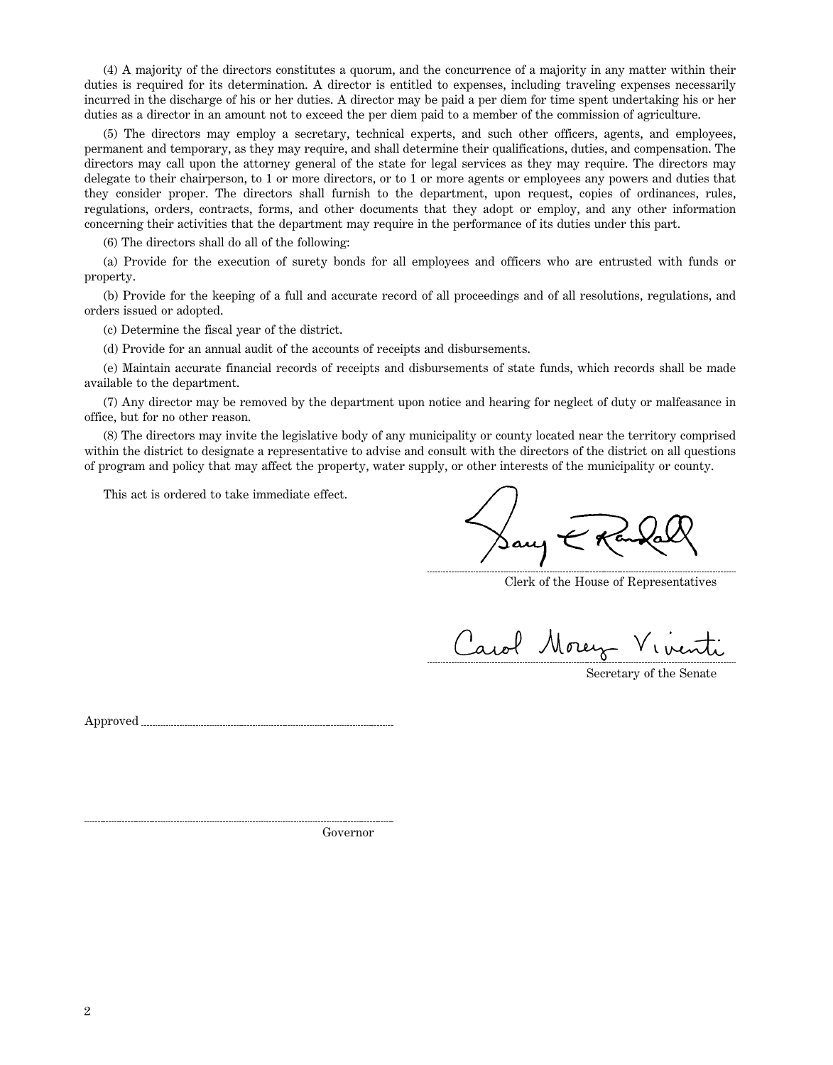(4) A majority of the directors constitutes a quorum, and the concurrence of a majority in any matter within their duties is required for its determination. A director is entitled to expenses, including traveling expenses necessarily incurred in the discharge of his or her duties. A director may be paid a per diem for time spent undertaking his or her duties as a director in an amount not to exceed the per diem paid to a member of the commission of agriculture.

(5) The directors may employ a secretary, technical experts, and such other officers, agents, and employees, permanent and temporary, as they may require, and shall determine their qualifications, duties, and compensation. The directors may call upon the attorney general of the state for legal services as they may require. The directors may delegate to their chairperson, to 1 or more directors, or to 1 or more agents or employees any powers and duties that they consider proper. The directors shall furnish to the department, upon request, copies of ordinances, rules, regulations, orders, contracts, forms, and other documents that they adopt or employ, and any other information concerning their activities that the department may require in the performance of its duties under this part.

(6) The directors shall do all of the following:

(a) Provide for the execution of surety bonds for all employees and officers who are entrusted with funds or property.

(b) Provide for the keeping of a full and accurate record of all proceedings and of all resolutions, regulations, and orders issued or adopted.

(c) Determine the fiscal year of the district.

(d) Provide for an annual audit of the accounts of receipts and disbursements.

(e) Maintain accurate financial records of receipts and disbursements of state funds, which records shall be made available to the department.

(7) Any director may be removed by the department upon notice and hearing for neglect of duty or malfeasance in office, but for no other reason.

(8) The directors may invite the legislative body of any municipality or county located near the territory comprised within the district to designate a representative to advise and consult with the directors of the district on all questions of program and policy that may affect the property, water supply, or other interests of the municipality or county.

This act is ordered to take immediate effect.

Gary L Randall
Clerk of the House of Representatives

Carol Morey Viventi
Secretary of the Senate

Approved ..............................................

..............................................
Governor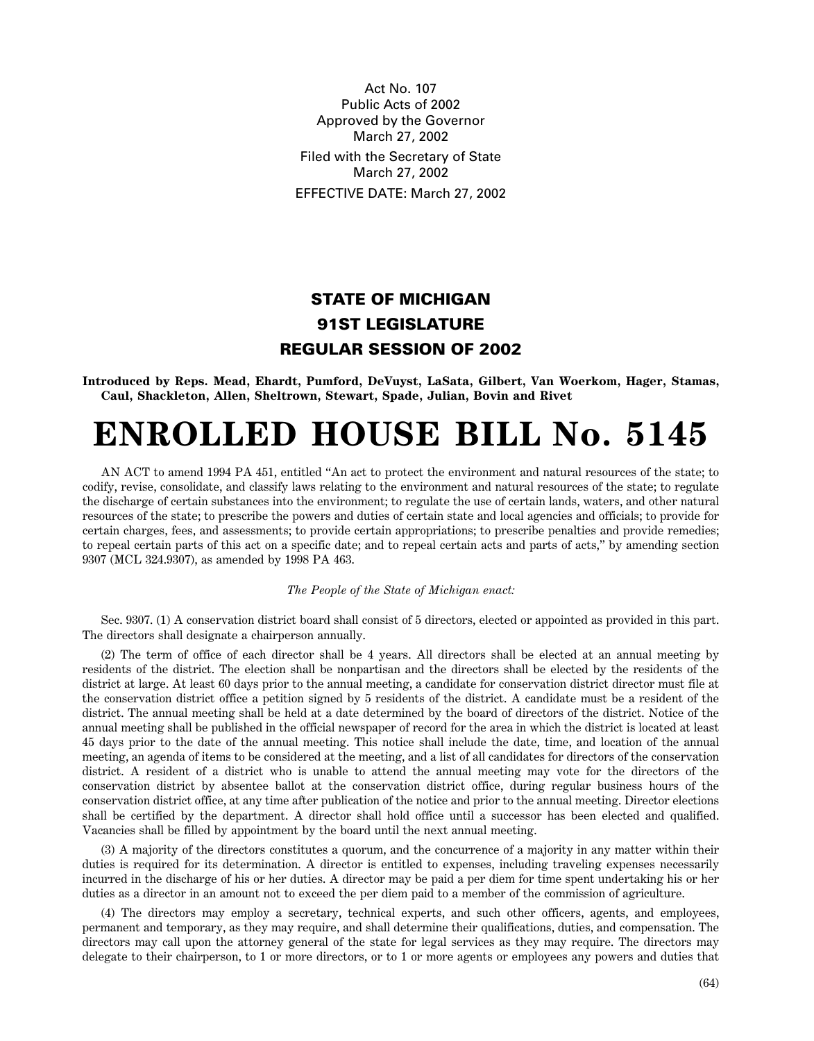Act No. 107
Public Acts of 2002
Approved by the Governor
March 27, 2002

Filed with the Secretary of State
March 27, 2002

EFFECTIVE DATE: March 27, 2002

## STATE OF MICHIGAN
## 91ST LEGISLATURE
## REGULAR SESSION OF 2002

**Introduced by Reps. Mead, Ehardt, Pumford, DeVuyst, LaSata, Gilbert, Van Woerkom, Hager, Stamas, Caul, Shackleton, Allen, Sheltrown, Stewart, Spade, Julian, Bovin and Rivet**

# ENROLLED HOUSE BILL No. 5145

AN ACT to amend 1994 PA 451, entitled "An act to protect the environment and natural resources of the state; to codify, revise, consolidate, and classify laws relating to the environment and natural resources of the state; to regulate the discharge of certain substances into the environment; to regulate the use of certain lands, waters, and other natural resources of the state; to prescribe the powers and duties of certain state and local agencies and officials; to provide for certain charges, fees, and assessments; to provide certain appropriations; to prescribe penalties and provide remedies; to repeal certain parts of this act on a specific date; and to repeal certain acts and parts of acts," by amending section 9307 (MCL 324.9307), as amended by 1998 PA 463.

*The People of the State of Michigan enact:*

Sec. 9307. (1) A conservation district board shall consist of 5 directors, elected or appointed as provided in this part. The directors shall designate a chairperson annually.

(2) The term of office of each director shall be 4 years. All directors shall be elected at an annual meeting by residents of the district. The election shall be nonpartisan and the directors shall be elected by the residents of the district at large. At least 60 days prior to the annual meeting, a candidate for conservation district director must file at the conservation district office a petition signed by 5 residents of the district. A candidate must be a resident of the district. The annual meeting shall be held at a date determined by the board of directors of the district. Notice of the annual meeting shall be published in the official newspaper of record for the area in which the district is located at least 45 days prior to the date of the annual meeting. This notice shall include the date, time, and location of the annual meeting, an agenda of items to be considered at the meeting, and a list of all candidates for directors of the conservation district. A resident of a district who is unable to attend the annual meeting may vote for the directors of the conservation district by absentee ballot at the conservation district office, during regular business hours of the conservation district office, at any time after publication of the notice and prior to the annual meeting. Director elections shall be certified by the department. A director shall hold office until a successor has been elected and qualified. Vacancies shall be filled by appointment by the board until the next annual meeting.

(3) A majority of the directors constitutes a quorum, and the concurrence of a majority in any matter within their duties is required for its determination. A director is entitled to expenses, including traveling expenses necessarily incurred in the discharge of his or her duties. A director may be paid a per diem for time spent undertaking his or her duties as a director in an amount not to exceed the per diem paid to a member of the commission of agriculture.

(4) The directors may employ a secretary, technical experts, and such other officers, agents, and employees, permanent and temporary, as they may require, and shall determine their qualifications, duties, and compensation. The directors may call upon the attorney general of the state for legal services as they may require. The directors may delegate to their chairperson, to 1 or more directors, or to 1 or more agents or employees any powers and duties that

(64)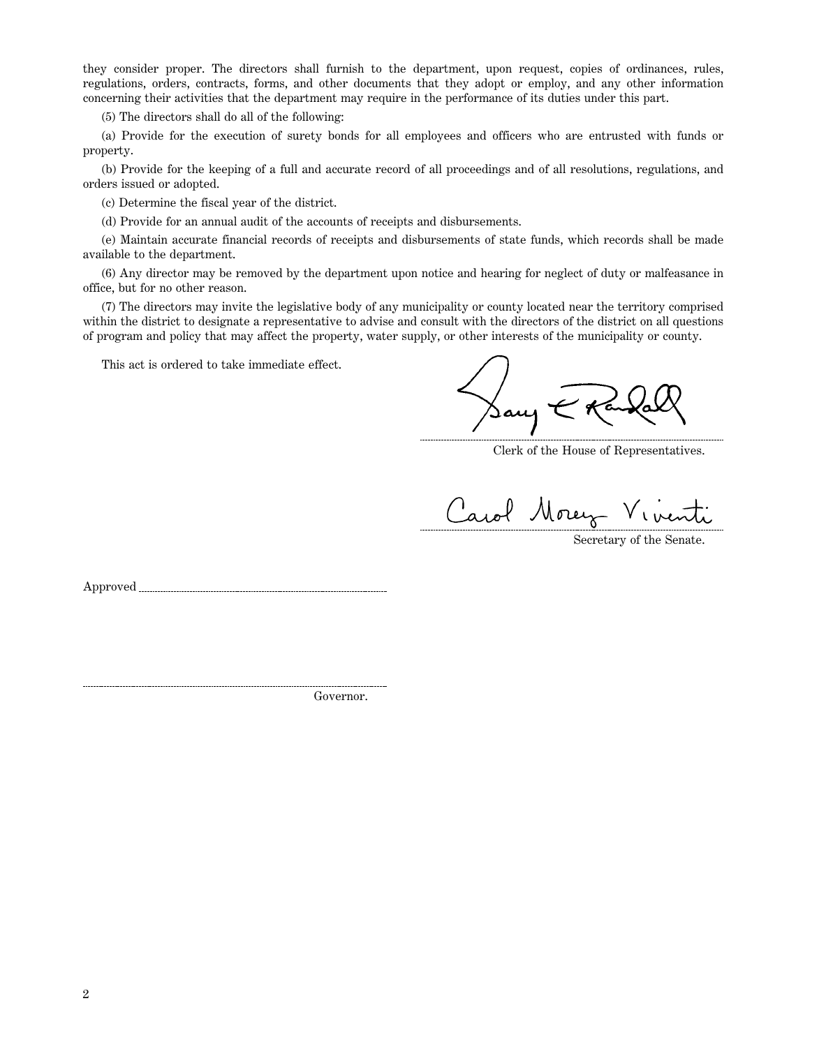they consider proper. The directors shall furnish to the department, upon request, copies of ordinances, rules, regulations, orders, contracts, forms, and other documents that they adopt or employ, and any other information concerning their activities that the department may require in the performance of its duties under this part.

(5) The directors shall do all of the following:

(a) Provide for the execution of surety bonds for all employees and officers who are entrusted with funds or property.

(b) Provide for the keeping of a full and accurate record of all proceedings and of all resolutions, regulations, and orders issued or adopted.

(c) Determine the fiscal year of the district.

(d) Provide for an annual audit of the accounts of receipts and disbursements.

(e) Maintain accurate financial records of receipts and disbursements of state funds, which records shall be made available to the department.

(6) Any director may be removed by the department upon notice and hearing for neglect of duty or malfeasance in office, but for no other reason.

(7) The directors may invite the legislative body of any municipality or county located near the territory comprised within the district to designate a representative to advise and consult with the directors of the district on all questions of program and policy that may affect the property, water supply, or other interests of the municipality or county.

This act is ordered to take immediate effect.

Gary L Randall

Clerk of the House of Representatives.

Carol Morey Viventi

Secretary of the Senate.

Approved ............................................

............................................

Governor.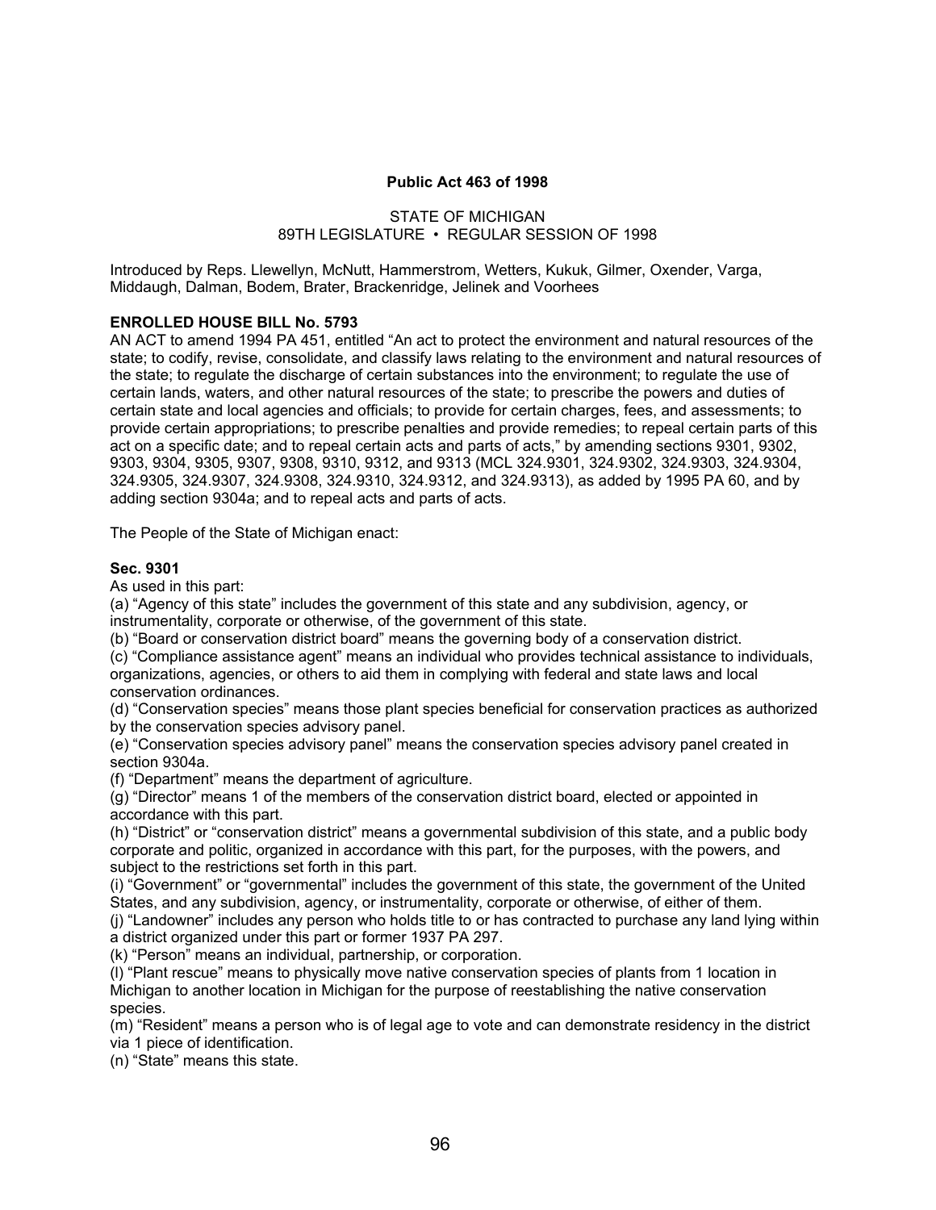**Public Act 463 of 1998**

STATE OF MICHIGAN
89TH LEGISLATURE • REGULAR SESSION OF 1998

Introduced by Reps. Llewellyn, McNutt, Hammerstrom, Wetters, Kukuk, Gilmer, Oxender, Varga, Middaugh, Dalman, Bodem, Brater, Brackenridge, Jelinek and Voorhees

**ENROLLED HOUSE BILL No. 5793**

AN ACT to amend 1994 PA 451, entitled "An act to protect the environment and natural resources of the state; to codify, revise, consolidate, and classify laws relating to the environment and natural resources of the state; to regulate the discharge of certain substances into the environment; to regulate the use of certain lands, waters, and other natural resources of the state; to prescribe the powers and duties of certain state and local agencies and officials; to provide for certain charges, fees, and assessments; to provide certain appropriations; to prescribe penalties and provide remedies; to repeal certain parts of this act on a specific date; and to repeal certain acts and parts of acts," by amending sections 9301, 9302, 9303, 9304, 9305, 9307, 9308, 9310, 9312, and 9313 (MCL 324.9301, 324.9302, 324.9303, 324.9304, 324.9305, 324.9307, 324.9308, 324.9310, 324.9312, and 324.9313), as added by 1995 PA 60, and by adding section 9304a; and to repeal acts and parts of acts.

The People of the State of Michigan enact:

**Sec. 9301**

As used in this part:

(a) "Agency of this state" includes the government of this state and any subdivision, agency, or instrumentality, corporate or otherwise, of the government of this state.

(b) "Board or conservation district board" means the governing body of a conservation district.

(c) "Compliance assistance agent" means an individual who provides technical assistance to individuals, organizations, agencies, or others to aid them in complying with federal and state laws and local conservation ordinances.

(d) "Conservation species" means those plant species beneficial for conservation practices as authorized by the conservation species advisory panel.

(e) "Conservation species advisory panel" means the conservation species advisory panel created in section 9304a.

(f) "Department" means the department of agriculture.

(g) "Director" means 1 of the members of the conservation district board, elected or appointed in accordance with this part.

(h) "District" or "conservation district" means a governmental subdivision of this state, and a public body corporate and politic, organized in accordance with this part, for the purposes, with the powers, and subject to the restrictions set forth in this part.

(i) "Government" or "governmental" includes the government of this state, the government of the United States, and any subdivision, agency, or instrumentality, corporate or otherwise, of either of them.

(j) "Landowner" includes any person who holds title to or has contracted to purchase any land lying within a district organized under this part or former 1937 PA 297.

(k) "Person" means an individual, partnership, or corporation.

(l) "Plant rescue" means to physically move native conservation species of plants from 1 location in Michigan to another location in Michigan for the purpose of reestablishing the native conservation species.

(m) "Resident" means a person who is of legal age to vote and can demonstrate residency in the district via 1 piece of identification.

(n) "State" means this state.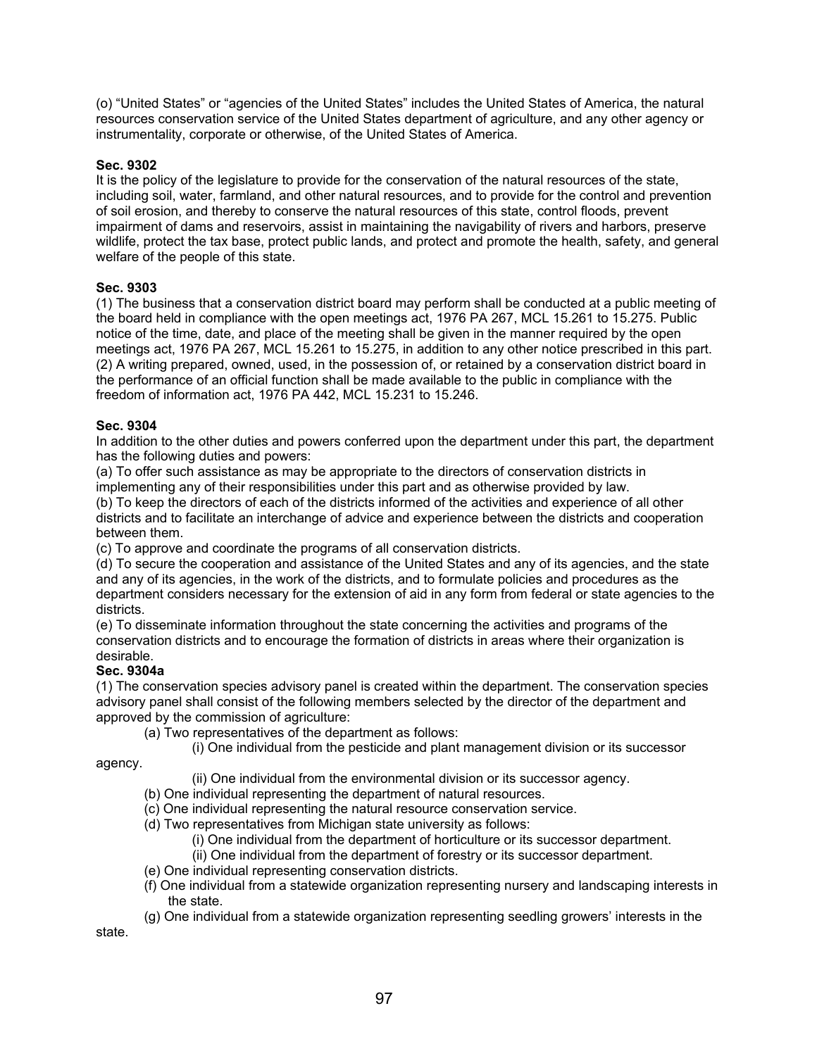(o) "United States" or "agencies of the United States" includes the United States of America, the natural resources conservation service of the United States department of agriculture, and any other agency or instrumentality, corporate or otherwise, of the United States of America.

**Sec. 9302**

It is the policy of the legislature to provide for the conservation of the natural resources of the state, including soil, water, farmland, and other natural resources, and to provide for the control and prevention of soil erosion, and thereby to conserve the natural resources of this state, control floods, prevent impairment of dams and reservoirs, assist in maintaining the navigability of rivers and harbors, preserve wildlife, protect the tax base, protect public lands, and protect and promote the health, safety, and general welfare of the people of this state.

**Sec. 9303**

(1) The business that a conservation district board may perform shall be conducted at a public meeting of the board held in compliance with the open meetings act, 1976 PA 267, MCL 15.261 to 15.275. Public notice of the time, date, and place of the meeting shall be given in the manner required by the open meetings act, 1976 PA 267, MCL 15.261 to 15.275, in addition to any other notice prescribed in this part.

(2) A writing prepared, owned, used, in the possession of, or retained by a conservation district board in the performance of an official function shall be made available to the public in compliance with the freedom of information act, 1976 PA 442, MCL 15.231 to 15.246.

**Sec. 9304**

In addition to the other duties and powers conferred upon the department under this part, the department has the following duties and powers:

(a) To offer such assistance as may be appropriate to the directors of conservation districts in implementing any of their responsibilities under this part and as otherwise provided by law.

(b) To keep the directors of each of the districts informed of the activities and experience of all other districts and to facilitate an interchange of advice and experience between the districts and cooperation between them.

(c) To approve and coordinate the programs of all conservation districts.

(d) To secure the cooperation and assistance of the United States and any of its agencies, and the state and any of its agencies, in the work of the districts, and to formulate policies and procedures as the department considers necessary for the extension of aid in any form from federal or state agencies to the districts.

(e) To disseminate information throughout the state concerning the activities and programs of the conservation districts and to encourage the formation of districts in areas where their organization is desirable.

**Sec. 9304a**

(1) The conservation species advisory panel is created within the department. The conservation species advisory panel shall consist of the following members selected by the director of the department and approved by the commission of agriculture:

- (a) Two representatives of the department as follows:
  - (i) One individual from the pesticide and plant management division or its successor agency.
  - (ii) One individual from the environmental division or its successor agency.
- (b) One individual representing the department of natural resources.
- (c) One individual representing the natural resource conservation service.
- (d) Two representatives from Michigan state university as follows:
  - (i) One individual from the department of horticulture or its successor department.
  - (ii) One individual from the department of forestry or its successor department.
- (e) One individual representing conservation districts.
- (f) One individual from a statewide organization representing nursery and landscaping interests in the state.
- (g) One individual from a statewide organization representing seedling growers' interests in the state.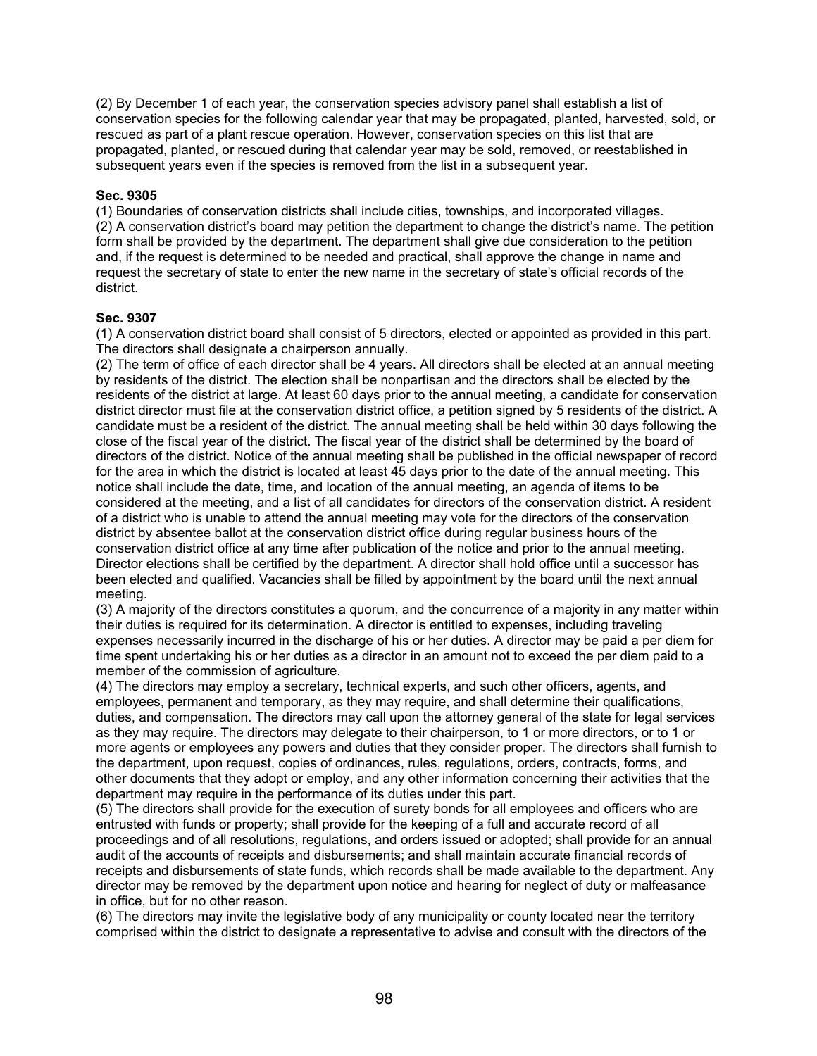(2) By December 1 of each year, the conservation species advisory panel shall establish a list of conservation species for the following calendar year that may be propagated, planted, harvested, sold, or rescued as part of a plant rescue operation. However, conservation species on this list that are propagated, planted, or rescued during that calendar year may be sold, removed, or reestablished in subsequent years even if the species is removed from the list in a subsequent year.

**Sec. 9305**

(1) Boundaries of conservation districts shall include cities, townships, and incorporated villages.
(2) A conservation district's board may petition the department to change the district's name. The petition form shall be provided by the department. The department shall give due consideration to the petition and, if the request is determined to be needed and practical, shall approve the change in name and request the secretary of state to enter the new name in the secretary of state's official records of the district.

**Sec. 9307**

(1) A conservation district board shall consist of 5 directors, elected or appointed as provided in this part. The directors shall designate a chairperson annually.
(2) The term of office of each director shall be 4 years. All directors shall be elected at an annual meeting by residents of the district. The election shall be nonpartisan and the directors shall be elected by the residents of the district at large. At least 60 days prior to the annual meeting, a candidate for conservation district director must file at the conservation district office, a petition signed by 5 residents of the district. A candidate must be a resident of the district. The annual meeting shall be held within 30 days following the close of the fiscal year of the district. The fiscal year of the district shall be determined by the board of directors of the district. Notice of the annual meeting shall be published in the official newspaper of record for the area in which the district is located at least 45 days prior to the date of the annual meeting. This notice shall include the date, time, and location of the annual meeting, an agenda of items to be considered at the meeting, and a list of all candidates for directors of the conservation district. A resident of a district who is unable to attend the annual meeting may vote for the directors of the conservation district by absentee ballot at the conservation district office during regular business hours of the conservation district office at any time after publication of the notice and prior to the annual meeting. Director elections shall be certified by the department. A director shall hold office until a successor has been elected and qualified. Vacancies shall be filled by appointment by the board until the next annual meeting.
(3) A majority of the directors constitutes a quorum, and the concurrence of a majority in any matter within their duties is required for its determination. A director is entitled to expenses, including traveling expenses necessarily incurred in the discharge of his or her duties. A director may be paid a per diem for time spent undertaking his or her duties as a director in an amount not to exceed the per diem paid to a member of the commission of agriculture.
(4) The directors may employ a secretary, technical experts, and such other officers, agents, and employees, permanent and temporary, as they may require, and shall determine their qualifications, duties, and compensation. The directors may call upon the attorney general of the state for legal services as they may require. The directors may delegate to their chairperson, to 1 or more directors, or to 1 or more agents or employees any powers and duties that they consider proper. The directors shall furnish to the department, upon request, copies of ordinances, rules, regulations, orders, contracts, forms, and other documents that they adopt or employ, and any other information concerning their activities that the department may require in the performance of its duties under this part.
(5) The directors shall provide for the execution of surety bonds for all employees and officers who are entrusted with funds or property; shall provide for the keeping of a full and accurate record of all proceedings and of all resolutions, regulations, and orders issued or adopted; shall provide for an annual audit of the accounts of receipts and disbursements; and shall maintain accurate financial records of receipts and disbursements of state funds, which records shall be made available to the department. Any director may be removed by the department upon notice and hearing for neglect of duty or malfeasance in office, but for no other reason.
(6) The directors may invite the legislative body of any municipality or county located near the territory comprised within the district to designate a representative to advise and consult with the directors of the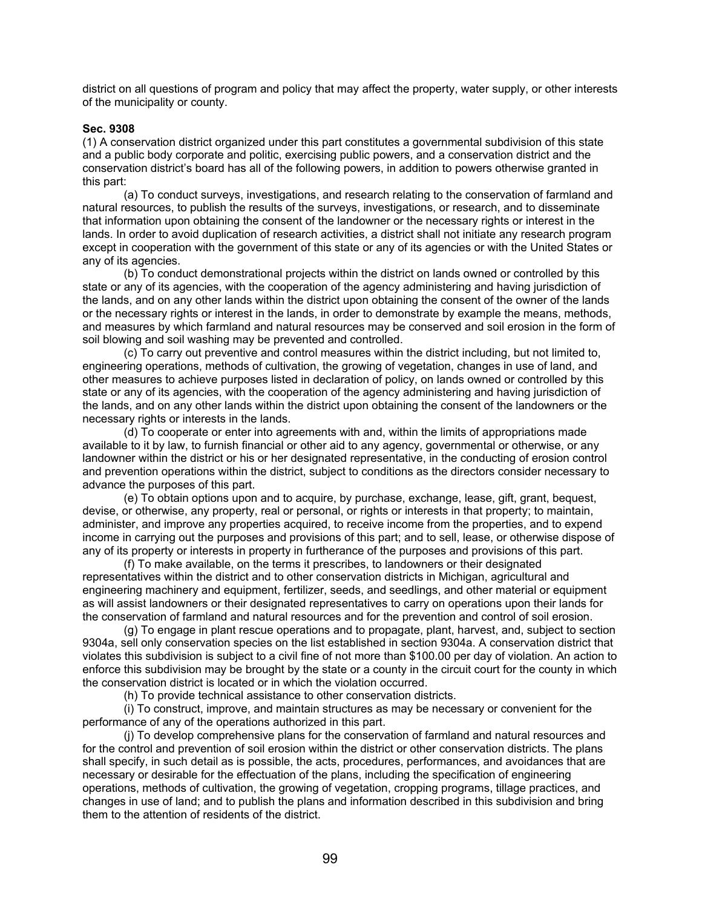district on all questions of program and policy that may affect the property, water supply, or other interests of the municipality or county.

**Sec. 9308**

(1) A conservation district organized under this part constitutes a governmental subdivision of this state and a public body corporate and politic, exercising public powers, and a conservation district and the conservation district's board has all of the following powers, in addition to powers otherwise granted in this part:

(a) To conduct surveys, investigations, and research relating to the conservation of farmland and natural resources, to publish the results of the surveys, investigations, or research, and to disseminate that information upon obtaining the consent of the landowner or the necessary rights or interest in the lands. In order to avoid duplication of research activities, a district shall not initiate any research program except in cooperation with the government of this state or any of its agencies or with the United States or any of its agencies.

(b) To conduct demonstrational projects within the district on lands owned or controlled by this state or any of its agencies, with the cooperation of the agency administering and having jurisdiction of the lands, and on any other lands within the district upon obtaining the consent of the owner of the lands or the necessary rights or interest in the lands, in order to demonstrate by example the means, methods, and measures by which farmland and natural resources may be conserved and soil erosion in the form of soil blowing and soil washing may be prevented and controlled.

(c) To carry out preventive and control measures within the district including, but not limited to, engineering operations, methods of cultivation, the growing of vegetation, changes in use of land, and other measures to achieve purposes listed in declaration of policy, on lands owned or controlled by this state or any of its agencies, with the cooperation of the agency administering and having jurisdiction of the lands, and on any other lands within the district upon obtaining the consent of the landowners or the necessary rights or interests in the lands.

(d) To cooperate or enter into agreements with and, within the limits of appropriations made available to it by law, to furnish financial or other aid to any agency, governmental or otherwise, or any landowner within the district or his or her designated representative, in the conducting of erosion control and prevention operations within the district, subject to conditions as the directors consider necessary to advance the purposes of this part.

(e) To obtain options upon and to acquire, by purchase, exchange, lease, gift, grant, bequest, devise, or otherwise, any property, real or personal, or rights or interests in that property; to maintain, administer, and improve any properties acquired, to receive income from the properties, and to expend income in carrying out the purposes and provisions of this part; and to sell, lease, or otherwise dispose of any of its property or interests in property in furtherance of the purposes and provisions of this part.

(f) To make available, on the terms it prescribes, to landowners or their designated representatives within the district and to other conservation districts in Michigan, agricultural and engineering machinery and equipment, fertilizer, seeds, and seedlings, and other material or equipment as will assist landowners or their designated representatives to carry on operations upon their lands for the conservation of farmland and natural resources and for the prevention and control of soil erosion.

(g) To engage in plant rescue operations and to propagate, plant, harvest, and, subject to section 9304a, sell only conservation species on the list established in section 9304a. A conservation district that violates this subdivision is subject to a civil fine of not more than $100.00 per day of violation. An action to enforce this subdivision may be brought by the state or a county in the circuit court for the county in which the conservation district is located or in which the violation occurred.

(h) To provide technical assistance to other conservation districts.

(i) To construct, improve, and maintain structures as may be necessary or convenient for the performance of any of the operations authorized in this part.

(j) To develop comprehensive plans for the conservation of farmland and natural resources and for the control and prevention of soil erosion within the district or other conservation districts. The plans shall specify, in such detail as is possible, the acts, procedures, performances, and avoidances that are necessary or desirable for the effectuation of the plans, including the specification of engineering operations, methods of cultivation, the growing of vegetation, cropping programs, tillage practices, and changes in use of land; and to publish the plans and information described in this subdivision and bring them to the attention of residents of the district.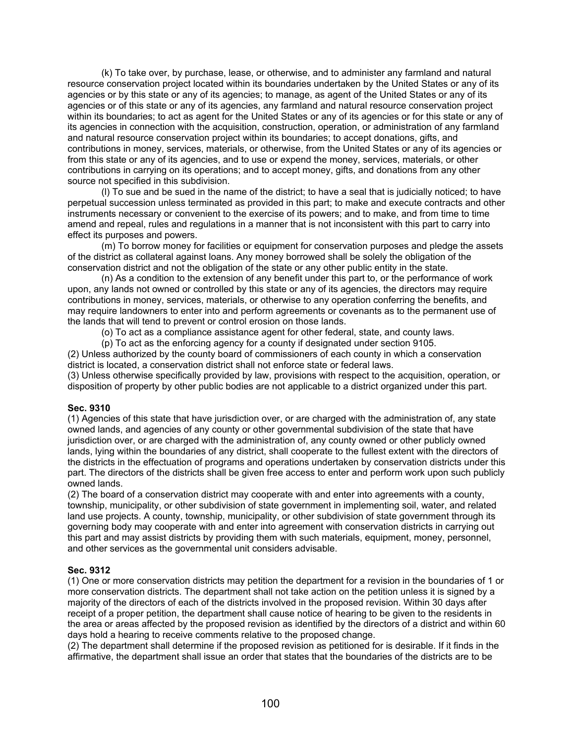(k) To take over, by purchase, lease, or otherwise, and to administer any farmland and natural resource conservation project located within its boundaries undertaken by the United States or any of its agencies or by this state or any of its agencies; to manage, as agent of the United States or any of its agencies or of this state or any of its agencies, any farmland and natural resource conservation project within its boundaries; to act as agent for the United States or any of its agencies or for this state or any of its agencies in connection with the acquisition, construction, operation, or administration of any farmland and natural resource conservation project within its boundaries; to accept donations, gifts, and contributions in money, services, materials, or otherwise, from the United States or any of its agencies or from this state or any of its agencies, and to use or expend the money, services, materials, or other contributions in carrying on its operations; and to accept money, gifts, and donations from any other source not specified in this subdivision.

(l) To sue and be sued in the name of the district; to have a seal that is judicially noticed; to have perpetual succession unless terminated as provided in this part; to make and execute contracts and other instruments necessary or convenient to the exercise of its powers; and to make, and from time to time amend and repeal, rules and regulations in a manner that is not inconsistent with this part to carry into effect its purposes and powers.

(m) To borrow money for facilities or equipment for conservation purposes and pledge the assets of the district as collateral against loans. Any money borrowed shall be solely the obligation of the conservation district and not the obligation of the state or any other public entity in the state.

(n) As a condition to the extension of any benefit under this part to, or the performance of work upon, any lands not owned or controlled by this state or any of its agencies, the directors may require contributions in money, services, materials, or otherwise to any operation conferring the benefits, and may require landowners to enter into and perform agreements or covenants as to the permanent use of the lands that will tend to prevent or control erosion on those lands.

(o) To act as a compliance assistance agent for other federal, state, and county laws.

(p) To act as the enforcing agency for a county if designated under section 9105.

(2) Unless authorized by the county board of commissioners of each county in which a conservation district is located, a conservation district shall not enforce state or federal laws.

(3) Unless otherwise specifically provided by law, provisions with respect to the acquisition, operation, or disposition of property by other public bodies are not applicable to a district organized under this part.

**Sec. 9310**

(1) Agencies of this state that have jurisdiction over, or are charged with the administration of, any state owned lands, and agencies of any county or other governmental subdivision of the state that have jurisdiction over, or are charged with the administration of, any county owned or other publicly owned lands, lying within the boundaries of any district, shall cooperate to the fullest extent with the directors of the districts in the effectuation of programs and operations undertaken by conservation districts under this part. The directors of the districts shall be given free access to enter and perform work upon such publicly owned lands.

(2) The board of a conservation district may cooperate with and enter into agreements with a county, township, municipality, or other subdivision of state government in implementing soil, water, and related land use projects. A county, township, municipality, or other subdivision of state government through its governing body may cooperate with and enter into agreement with conservation districts in carrying out this part and may assist districts by providing them with such materials, equipment, money, personnel, and other services as the governmental unit considers advisable.

**Sec. 9312**

(1) One or more conservation districts may petition the department for a revision in the boundaries of 1 or more conservation districts. The department shall not take action on the petition unless it is signed by a majority of the directors of each of the districts involved in the proposed revision. Within 30 days after receipt of a proper petition, the department shall cause notice of hearing to be given to the residents in the area or areas affected by the proposed revision as identified by the directors of a district and within 60 days hold a hearing to receive comments relative to the proposed change.

(2) The department shall determine if the proposed revision as petitioned for is desirable. If it finds in the affirmative, the department shall issue an order that states that the boundaries of the districts are to be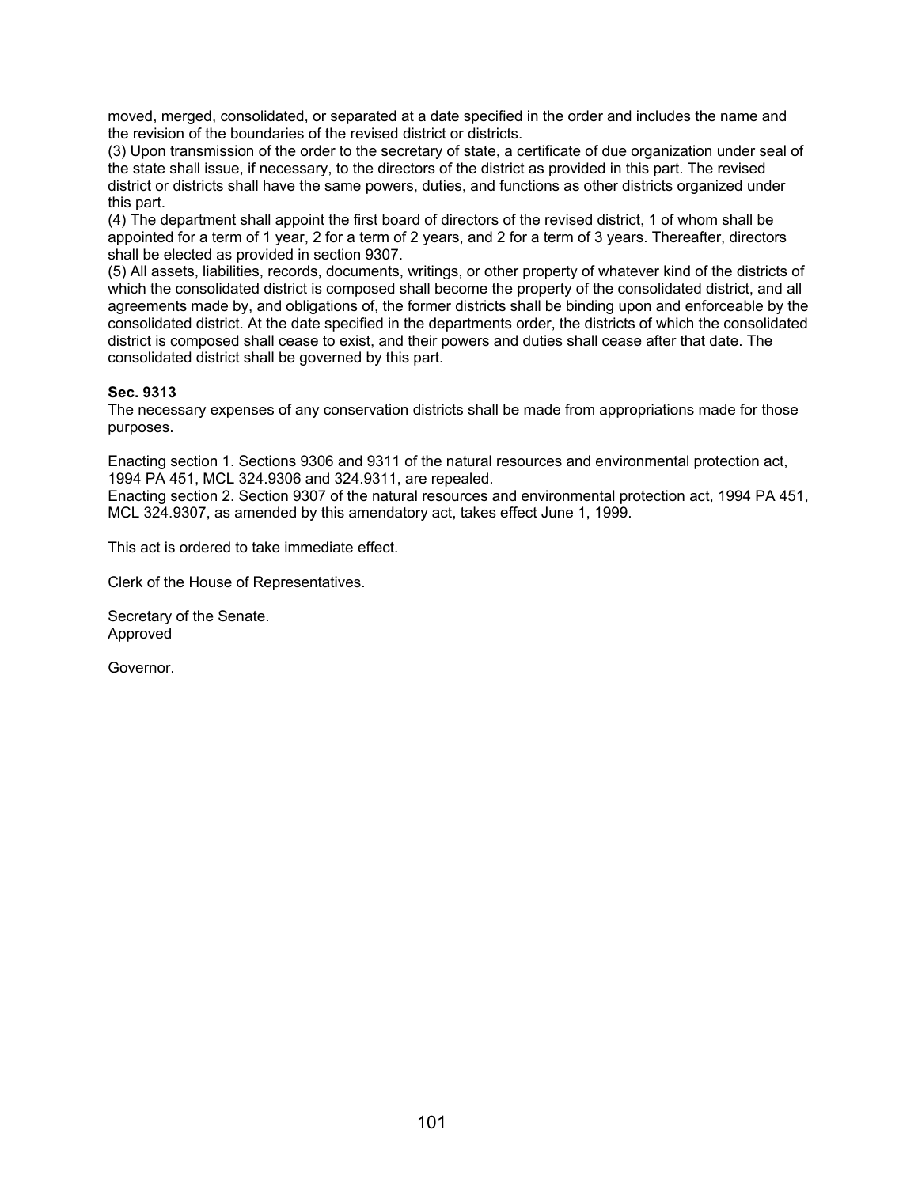moved, merged, consolidated, or separated at a date specified in the order and includes the name and the revision of the boundaries of the revised district or districts.
(3) Upon transmission of the order to the secretary of state, a certificate of due organization under seal of the state shall issue, if necessary, to the directors of the district as provided in this part. The revised district or districts shall have the same powers, duties, and functions as other districts organized under this part.
(4) The department shall appoint the first board of directors of the revised district, 1 of whom shall be appointed for a term of 1 year, 2 for a term of 2 years, and 2 for a term of 3 years. Thereafter, directors shall be elected as provided in section 9307.
(5) All assets, liabilities, records, documents, writings, or other property of whatever kind of the districts of which the consolidated district is composed shall become the property of the consolidated district, and all agreements made by, and obligations of, the former districts shall be binding upon and enforceable by the consolidated district. At the date specified in the departments order, the districts of which the consolidated district is composed shall cease to exist, and their powers and duties shall cease after that date. The consolidated district shall be governed by this part.

**Sec. 9313**
The necessary expenses of any conservation districts shall be made from appropriations made for those purposes.

Enacting section 1. Sections 9306 and 9311 of the natural resources and environmental protection act, 1994 PA 451, MCL 324.9306 and 324.9311, are repealed.
Enacting section 2. Section 9307 of the natural resources and environmental protection act, 1994 PA 451, MCL 324.9307, as amended by this amendatory act, takes effect June 1, 1999.

This act is ordered to take immediate effect.

Clerk of the House of Representatives.

Secretary of the Senate.
Approved

Governor.